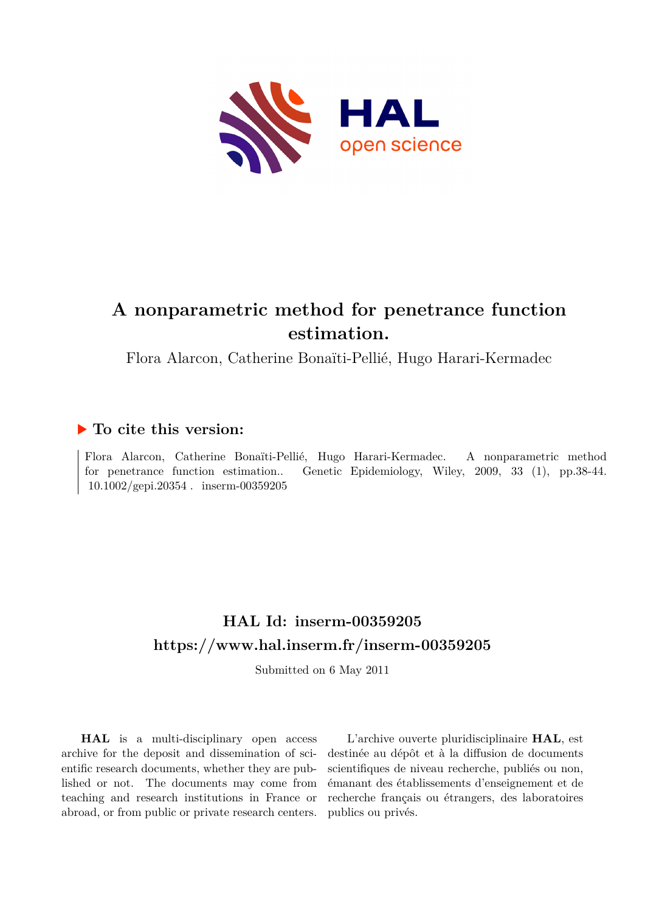# A nonparametric method for penetrance function estimation.

Flora Alarcon, Catherine Bonaïti-Pellié, Hugo Harari-Kermadec

## ▶ To cite this version:

Flora Alarcon, Catherine Bonaïti-Pellié, Hugo Harari-Kermadec. A nonparametric method for penetrance function estimation.. Genetic Epidemiology, Wiley, 2009, 33 (1), pp.38-44. 10.1002/gepi.20354 . inserm-00359205

## HAL Id: inserm-00359205

## https://www.hal.inserm.fr/inserm-00359205

Submitted on 6 May 2011

**HAL** is a multi-disciplinary open access archive for the deposit and dissemination of scientific research documents, whether they are published or not. The documents may come from teaching and research institutions in France or abroad, or from public or private research centers.

L'archive ouverte pluridisciplinaire **HAL**, est destinée au dépôt et à la diffusion de documents scientifiques de niveau recherche, publiés ou non, émanant des établissements d'enseignement et de recherche français ou étrangers, des laboratoires publics ou privés.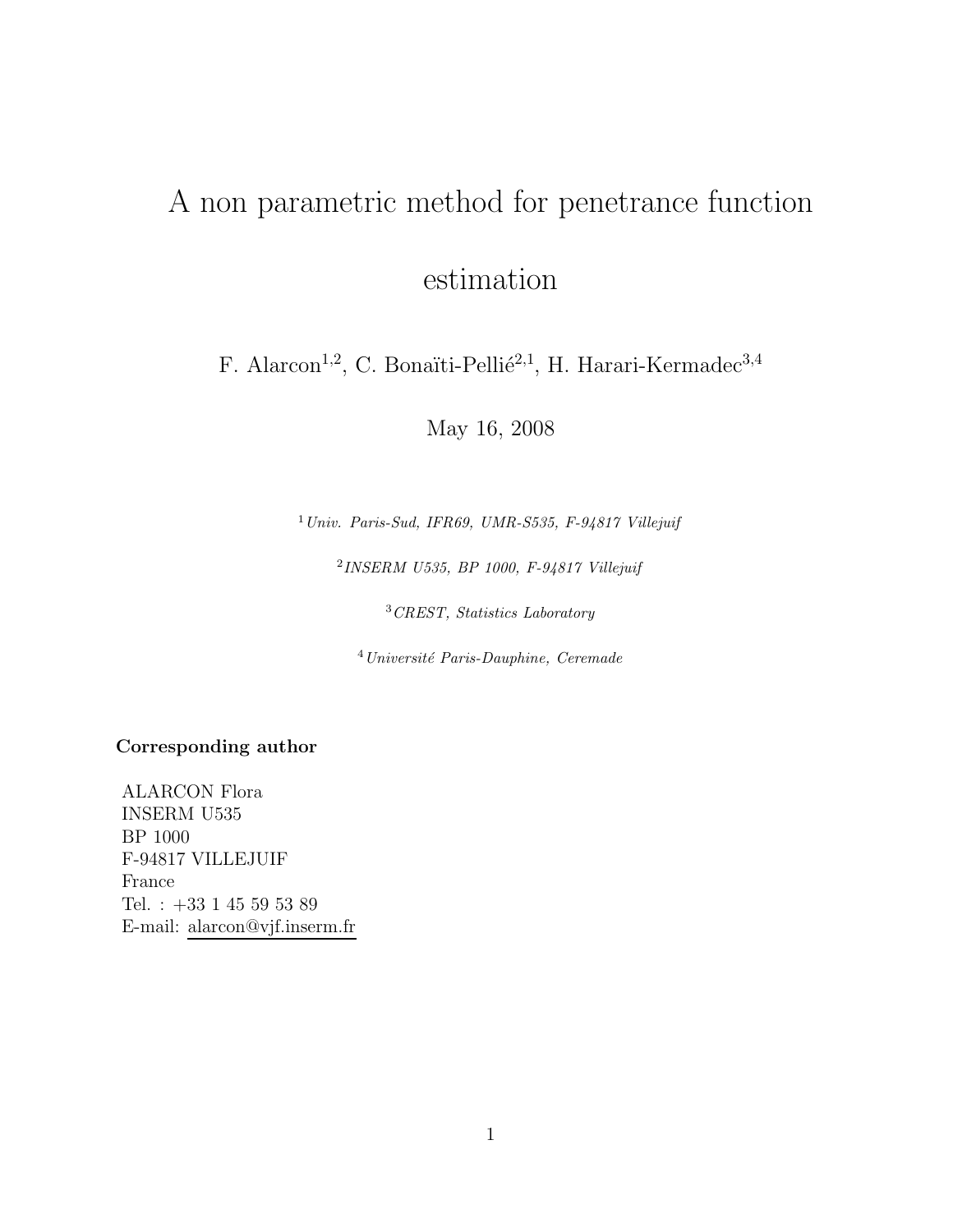# A non parametric method for penetrance function estimation

F. Alarcon[1,2], C. Bonaïti-Pellié[2,1], H. Harari-Kermadec[3,4]

May 16, 2008

[1] *Univ. Paris-Sud, IFR69, UMR-S535, F-94817 Villejuif*

[2] *INSERM U535, BP 1000, F-94817 Villejuif*

[3] *CREST, Statistics Laboratory*

[4] *Université Paris-Dauphine, Ceremade*

**Corresponding author**

ALARCON Flora
INSERM U535
BP 1000
F-94817 VILLEJUIF
France
Tel. : +33 1 45 59 53 89
E-mail: alarcon@vjf.inserm.fr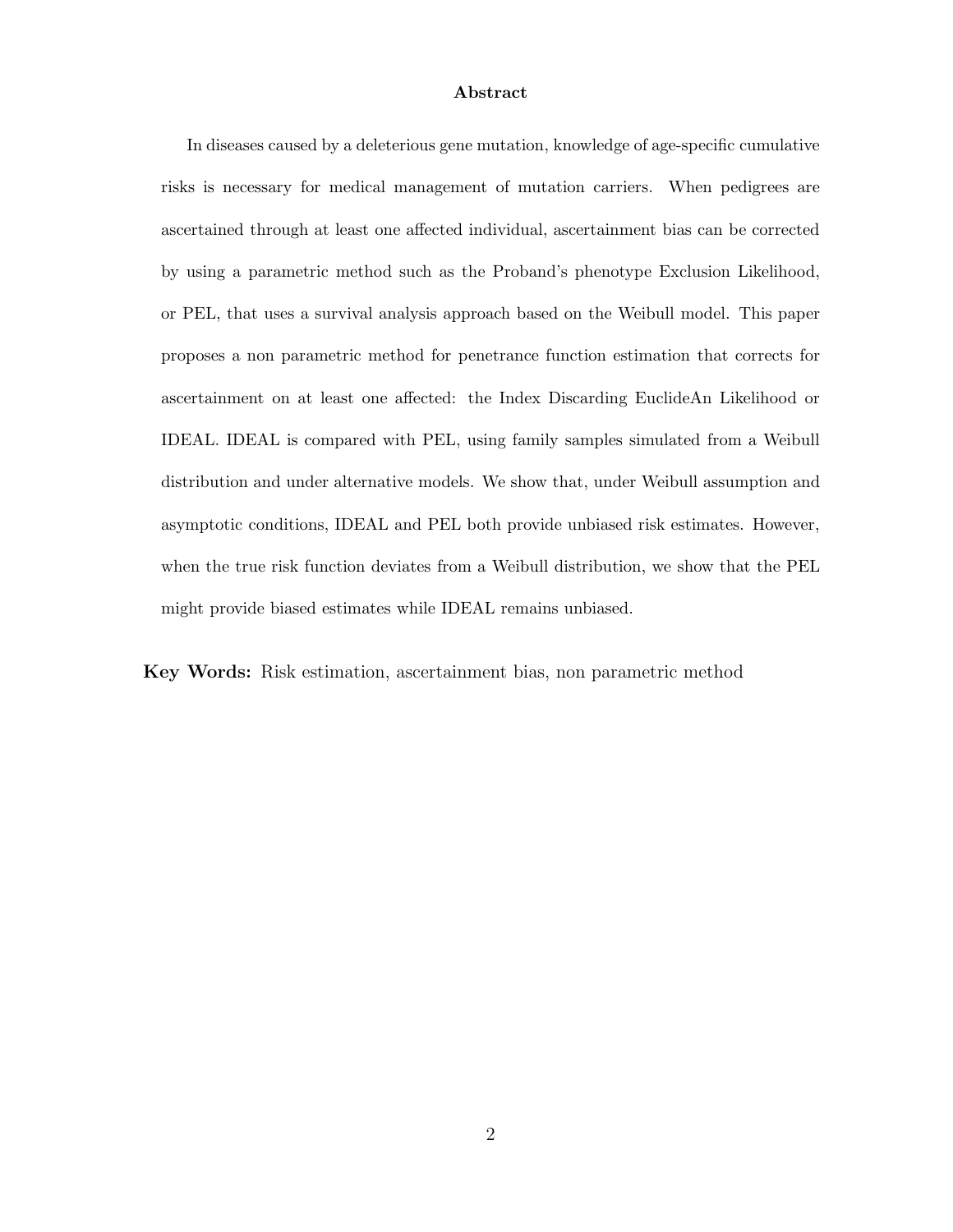## Abstract

In diseases caused by a deleterious gene mutation, knowledge of age-specific cumulative risks is necessary for medical management of mutation carriers. When pedigrees are ascertained through at least one affected individual, ascertainment bias can be corrected by using a parametric method such as the Proband's phenotype Exclusion Likelihood, or PEL, that uses a survival analysis approach based on the Weibull model. This paper proposes a non parametric method for penetrance function estimation that corrects for ascertainment on at least one affected: the Index Discarding EuclideAn Likelihood or IDEAL. IDEAL is compared with PEL, using family samples simulated from a Weibull distribution and under alternative models. We show that, under Weibull assumption and asymptotic conditions, IDEAL and PEL both provide unbiased risk estimates. However, when the true risk function deviates from a Weibull distribution, we show that the PEL might provide biased estimates while IDEAL remains unbiased.

**Key Words:** Risk estimation, ascertainment bias, non parametric method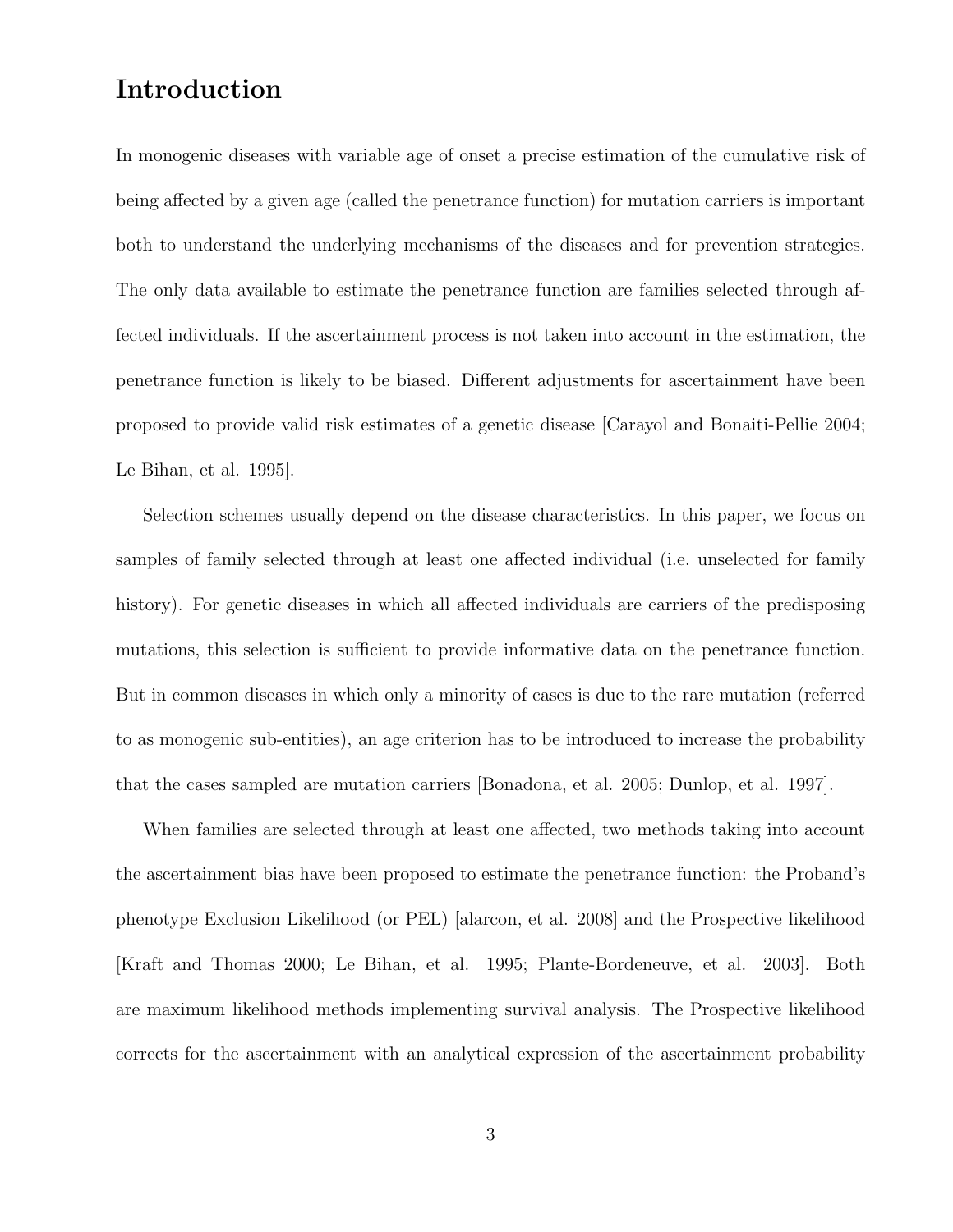# Introduction

In monogenic diseases with variable age of onset a precise estimation of the cumulative risk of being affected by a given age (called the penetrance function) for mutation carriers is important both to understand the underlying mechanisms of the diseases and for prevention strategies. The only data available to estimate the penetrance function are families selected through affected individuals. If the ascertainment process is not taken into account in the estimation, the penetrance function is likely to be biased. Different adjustments for ascertainment have been proposed to provide valid risk estimates of a genetic disease [Carayol and Bonaiti-Pellie 2004; Le Bihan, et al. 1995].

Selection schemes usually depend on the disease characteristics. In this paper, we focus on samples of family selected through at least one affected individual (i.e. unselected for family history). For genetic diseases in which all affected individuals are carriers of the predisposing mutations, this selection is sufficient to provide informative data on the penetrance function. But in common diseases in which only a minority of cases is due to the rare mutation (referred to as monogenic sub-entities), an age criterion has to be introduced to increase the probability that the cases sampled are mutation carriers [Bonadona, et al. 2005; Dunlop, et al. 1997].

When families are selected through at least one affected, two methods taking into account the ascertainment bias have been proposed to estimate the penetrance function: the Proband's phenotype Exclusion Likelihood (or PEL) [alarcon, et al. 2008] and the Prospective likelihood [Kraft and Thomas 2000; Le Bihan, et al. 1995; Plante-Bordeneuve, et al. 2003]. Both are maximum likelihood methods implementing survival analysis. The Prospective likelihood corrects for the ascertainment with an analytical expression of the ascertainment probability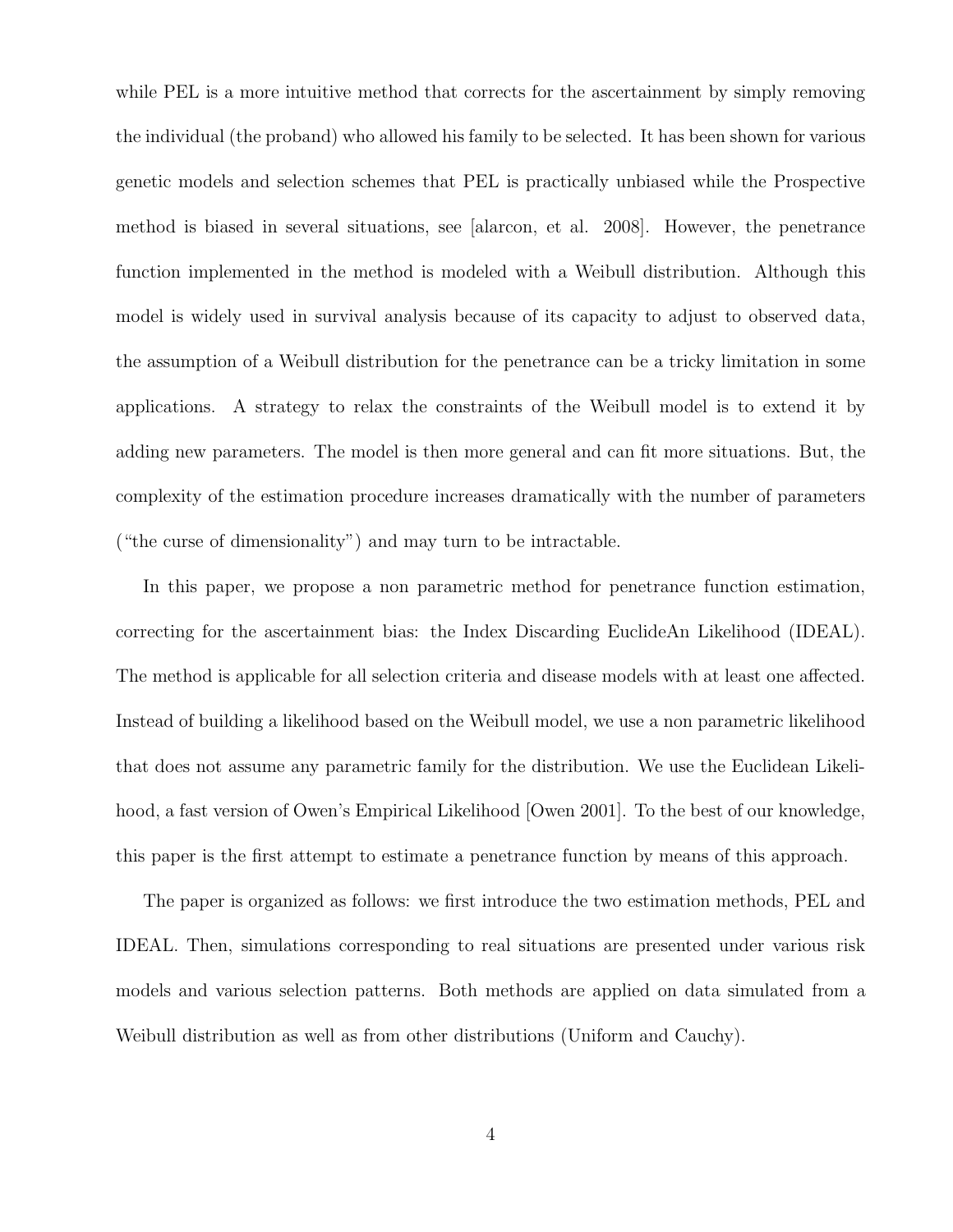while PEL is a more intuitive method that corrects for the ascertainment by simply removing the individual (the proband) who allowed his family to be selected. It has been shown for various genetic models and selection schemes that PEL is practically unbiased while the Prospective method is biased in several situations, see [alarcon, et al. 2008]. However, the penetrance function implemented in the method is modeled with a Weibull distribution. Although this model is widely used in survival analysis because of its capacity to adjust to observed data, the assumption of a Weibull distribution for the penetrance can be a tricky limitation in some applications. A strategy to relax the constraints of the Weibull model is to extend it by adding new parameters. The model is then more general and can fit more situations. But, the complexity of the estimation procedure increases dramatically with the number of parameters ("the curse of dimensionality") and may turn to be intractable.

In this paper, we propose a non parametric method for penetrance function estimation, correcting for the ascertainment bias: the Index Discarding EuclideAn Likelihood (IDEAL). The method is applicable for all selection criteria and disease models with at least one affected. Instead of building a likelihood based on the Weibull model, we use a non parametric likelihood that does not assume any parametric family for the distribution. We use the Euclidean Likelihood, a fast version of Owen's Empirical Likelihood [Owen 2001]. To the best of our knowledge, this paper is the first attempt to estimate a penetrance function by means of this approach.

The paper is organized as follows: we first introduce the two estimation methods, PEL and IDEAL. Then, simulations corresponding to real situations are presented under various risk models and various selection patterns. Both methods are applied on data simulated from a Weibull distribution as well as from other distributions (Uniform and Cauchy).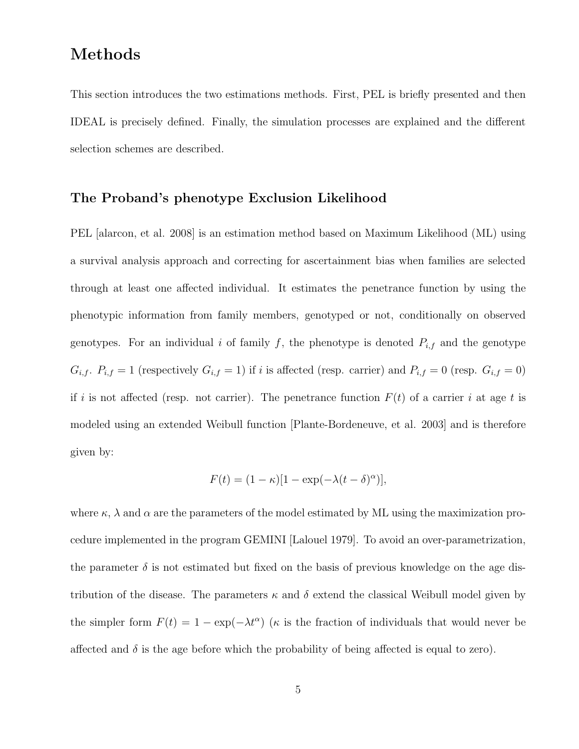# Methods

This section introduces the two estimations methods. First, PEL is briefly presented and then IDEAL is precisely defined. Finally, the simulation processes are explained and the different selection schemes are described.

## The Proband's phenotype Exclusion Likelihood

PEL [alarcon, et al. 2008] is an estimation method based on Maximum Likelihood (ML) using a survival analysis approach and correcting for ascertainment bias when families are selected through at least one affected individual. It estimates the penetrance function by using the phenotypic information from family members, genotyped or not, conditionally on observed genotypes. For an individual $i$ of family $f$, the phenotype is denoted $P_{i,f}$ and the genotype $G_{i,f}$. $P_{i,f} = 1$ (respectively $G_{i,f} = 1$) if $i$ is affected (resp. carrier) and $P_{i,f} = 0$ (resp. $G_{i,f} = 0$) if $i$ is not affected (resp. not carrier). The penetrance function $F(t)$ of a carrier $i$ at age $t$ is modeled using an extended Weibull function [Plante-Bordeneuve, et al. 2003] and is therefore given by:

$$F(t) = (1 - \kappa)[1 - \exp(-\lambda(t - \delta)^{\alpha})],$$

where $\kappa$, $\lambda$ and $\alpha$ are the parameters of the model estimated by ML using the maximization procedure implemented in the program GEMINI [Lalouel 1979]. To avoid an over-parametrization, the parameter $\delta$ is not estimated but fixed on the basis of previous knowledge on the age distribution of the disease. The parameters $\kappa$ and $\delta$ extend the classical Weibull model given by the simpler form $F(t) = 1 - \exp(-\lambda t^{\alpha})$ ($\kappa$ is the fraction of individuals that would never be affected and $\delta$ is the age before which the probability of being affected is equal to zero).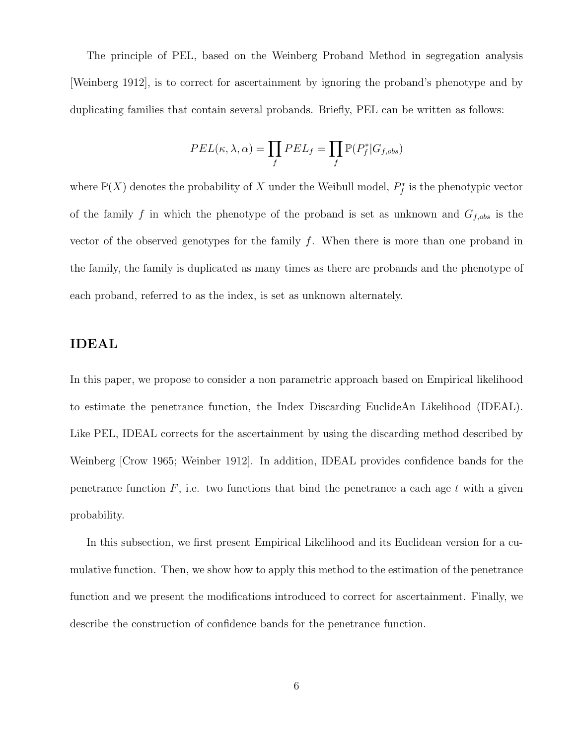The principle of PEL, based on the Weinberg Proband Method in segregation analysis [Weinberg 1912], is to correct for ascertainment by ignoring the proband's phenotype and by duplicating families that contain several probands. Briefly, PEL can be written as follows:

$$PEL(\kappa, \lambda, \alpha) = \prod_f PEL_f = \prod_f \mathbb{P}(P_f^* | G_{f,obs})$$

where $\mathbb{P}(X)$ denotes the probability of $X$ under the Weibull model, $P_f^*$ is the phenotypic vector of the family $f$ in which the phenotype of the proband is set as unknown and $G_{f,obs}$ is the vector of the observed genotypes for the family $f$. When there is more than one proband in the family, the family is duplicated as many times as there are probands and the phenotype of each proband, referred to as the index, is set as unknown alternately.

## IDEAL

In this paper, we propose to consider a non parametric approach based on Empirical likelihood to estimate the penetrance function, the Index Discarding EuclideAn Likelihood (IDEAL). Like PEL, IDEAL corrects for the ascertainment by using the discarding method described by Weinberg [Crow 1965; Weinber 1912]. In addition, IDEAL provides confidence bands for the penetrance function $F$, i.e. two functions that bind the penetrance a each age $t$ with a given probability.

In this subsection, we first present Empirical Likelihood and its Euclidean version for a cumulative function. Then, we show how to apply this method to the estimation of the penetrance function and we present the modifications introduced to correct for ascertainment. Finally, we describe the construction of confidence bands for the penetrance function.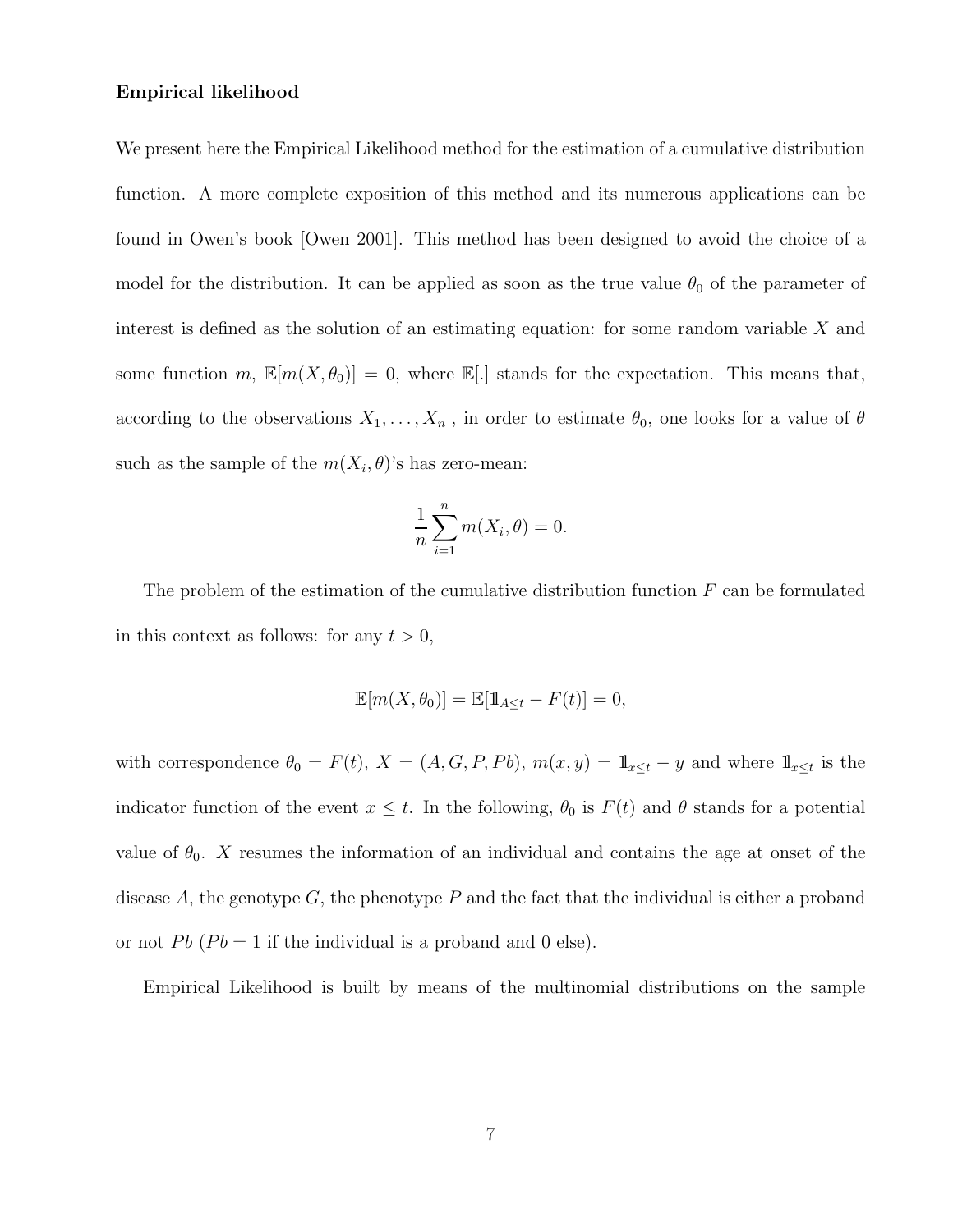**Empirical likelihood**

We present here the Empirical Likelihood method for the estimation of a cumulative distribution function. A more complete exposition of this method and its numerous applications can be found in Owen's book [Owen 2001]. This method has been designed to avoid the choice of a model for the distribution. It can be applied as soon as the true value $\theta_0$ of the parameter of interest is defined as the solution of an estimating equation: for some random variable $X$ and some function $m$, $\mathbb{E}[m(X, \theta_0)] = 0$, where $\mathbb{E}[.]$ stands for the expectation. This means that, according to the observations $X_1, \ldots, X_n$ , in order to estimate $\theta_0$, one looks for a value of $\theta$ such as the sample of the $m(X_i, \theta)$'s has zero-mean:

$$\frac{1}{n}\sum_{i=1}^{n} m(X_i, \theta) = 0.$$

The problem of the estimation of the cumulative distribution function $F$ can be formulated in this context as follows: for any $t > 0$,

$$\mathbb{E}[m(X, \theta_0)] = \mathbb{E}[\mathbb{1}_{A \leq t} - F(t)] = 0,$$

with correspondence $\theta_0 = F(t)$, $X = (A, G, P, Pb)$, $m(x, y) = \mathbb{1}_{x \leq t} - y$ and where $\mathbb{1}_{x \leq t}$ is the indicator function of the event $x \leq t$. In the following, $\theta_0$ is $F(t)$ and $\theta$ stands for a potential value of $\theta_0$. $X$ resumes the information of an individual and contains the age at onset of the disease $A$, the genotype $G$, the phenotype $P$ and the fact that the individual is either a proband or not $Pb$ ($Pb = 1$ if the individual is a proband and 0 else).

Empirical Likelihood is built by means of the multinomial distributions on the sample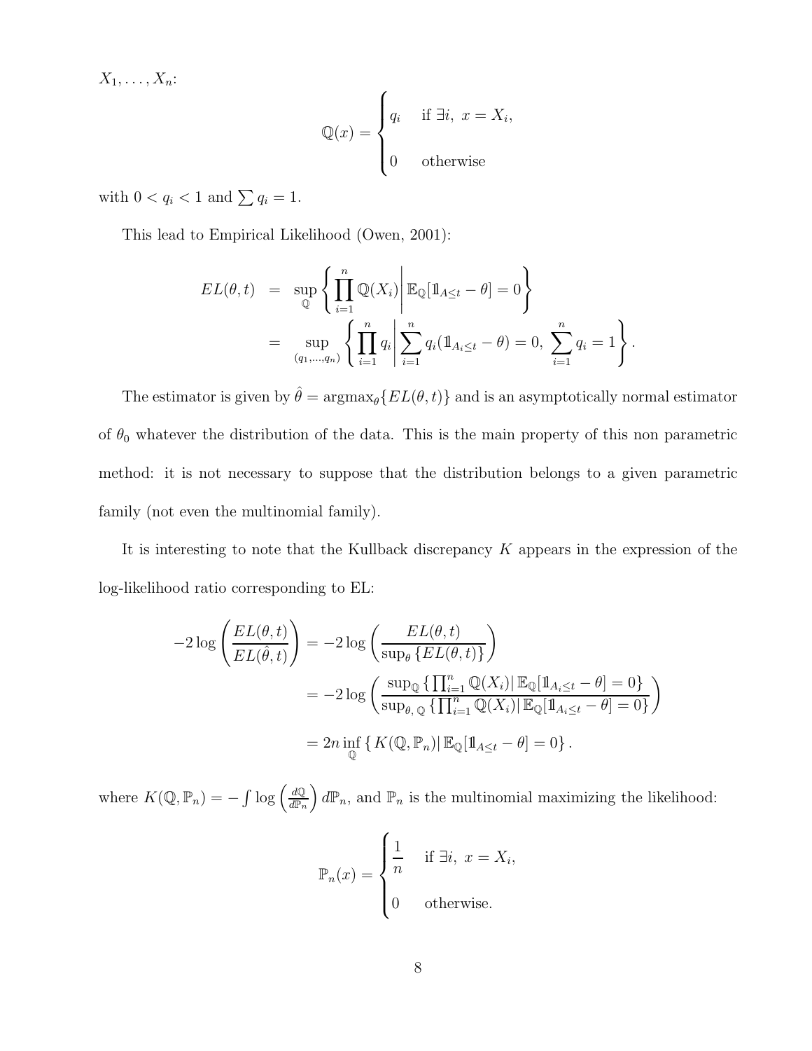$X_1, \ldots, X_n$:

$$\mathbb{Q}(x) = \begin{cases} q_i & \text{if } \exists i,\ x = X_i, \\ \\ 0 & \text{otherwise} \end{cases}$$

with $0 < q_i < 1$ and $\sum q_i = 1$.

This lead to Empirical Likelihood (Owen, 2001):

$$\begin{aligned} EL(\theta, t) &= \sup_{\mathbb{Q}} \left\{ \prod_{i=1}^{n} \mathbb{Q}(X_i) \middle| \, \mathbb{E}_{\mathbb{Q}}[\mathbb{1}_{A \leq t} - \theta] = 0 \right\} \\ &= \sup_{(q_1, \ldots, q_n)} \left\{ \prod_{i=1}^{n} q_i \middle| \sum_{i=1}^{n} q_i (\mathbb{1}_{A_i \leq t} - \theta) = 0,\ \sum_{i=1}^{n} q_i = 1 \right\}. \end{aligned}$$

The estimator is given by $\hat{\theta} = \text{argmax}_{\theta}\{EL(\theta, t)\}$ and is an asymptotically normal estimator of $\theta_0$ whatever the distribution of the data. This is the main property of this non parametric method: it is not necessary to suppose that the distribution belongs to a given parametric family (not even the multinomial family).

It is interesting to note that the Kullback discrepancy $K$ appears in the expression of the log-likelihood ratio corresponding to EL:

$$\begin{aligned} -2 \log \left( \frac{EL(\theta, t)}{EL(\hat{\theta}, t)} \right) &= -2 \log \left( \frac{EL(\theta, t)}{\sup_{\theta} \{EL(\theta, t)\}} \right) \\ &= -2 \log \left( \frac{\sup_{\mathbb{Q}} \{\prod_{i=1}^{n} \mathbb{Q}(X_i) | \, \mathbb{E}_{\mathbb{Q}}[\mathbb{1}_{A_i \leq t} - \theta] = 0\}}{\sup_{\theta,\, \mathbb{Q}} \{\prod_{i=1}^{n} \mathbb{Q}(X_i) | \, \mathbb{E}_{\mathbb{Q}}[\mathbb{1}_{A_i \leq t} - \theta] = 0\}} \right) \\ &= 2n \inf_{\mathbb{Q}} \left\{ K(\mathbb{Q}, \mathbb{P}_n) | \, \mathbb{E}_{\mathbb{Q}}[\mathbb{1}_{A \leq t} - \theta] = 0 \right\}. \end{aligned}$$

where $K(\mathbb{Q}, \mathbb{P}_n) = -\int \log \left( \frac{d\mathbb{Q}}{d\mathbb{P}_n} \right) d\mathbb{P}_n$, and $\mathbb{P}_n$ is the multinomial maximizing the likelihood:

$$\mathbb{P}_n(x) = \begin{cases} \dfrac{1}{n} & \text{if } \exists i,\ x = X_i, \\ \\ 0 & \text{otherwise.} \end{cases}$$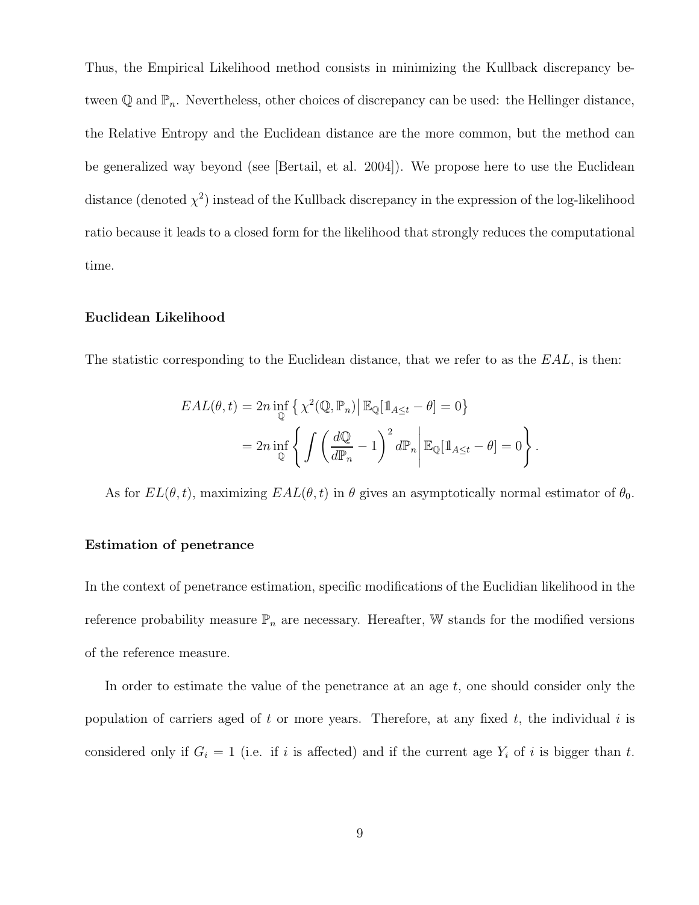Thus, the Empirical Likelihood method consists in minimizing the Kullback discrepancy between $\mathbb{Q}$ and $\mathbb{P}_n$. Nevertheless, other choices of discrepancy can be used: the Hellinger distance, the Relative Entropy and the Euclidean distance are the more common, but the method can be generalized way beyond (see [Bertail, et al. 2004]). We propose here to use the Euclidean distance (denoted $\chi^2$) instead of the Kullback discrepancy in the expression of the log-likelihood ratio because it leads to a closed form for the likelihood that strongly reduces the computational time.

**Euclidean Likelihood**

The statistic corresponding to the Euclidean distance, that we refer to as the $EAL$, is then:

$$
\begin{aligned}
EAL(\theta, t) &= 2n \inf_{\mathbb{Q}} \left\{ \chi^2(\mathbb{Q}, \mathbb{P}_n) \middle| \, \mathbb{E}_{\mathbb{Q}}[\mathbb{1}_{A \leq t} - \theta] = 0 \right\} \\
&= 2n \inf_{\mathbb{Q}} \left\{ \int \left( \frac{d\mathbb{Q}}{d\mathbb{P}_n} - 1 \right)^2 d\mathbb{P}_n \middle| \, \mathbb{E}_{\mathbb{Q}}[\mathbb{1}_{A \leq t} - \theta] = 0 \right\}.
\end{aligned}
$$

As for $EL(\theta, t)$, maximizing $EAL(\theta, t)$ in $\theta$ gives an asymptotically normal estimator of $\theta_0$.

**Estimation of penetrance**

In the context of penetrance estimation, specific modifications of the Euclidian likelihood in the reference probability measure $\mathbb{P}_n$ are necessary. Hereafter, $\mathbb{W}$ stands for the modified versions of the reference measure.

In order to estimate the value of the penetrance at an age $t$, one should consider only the population of carriers aged of $t$ or more years. Therefore, at any fixed $t$, the individual $i$ is considered only if $G_i = 1$ (i.e. if $i$ is affected) and if the current age $Y_i$ of $i$ is bigger than $t$.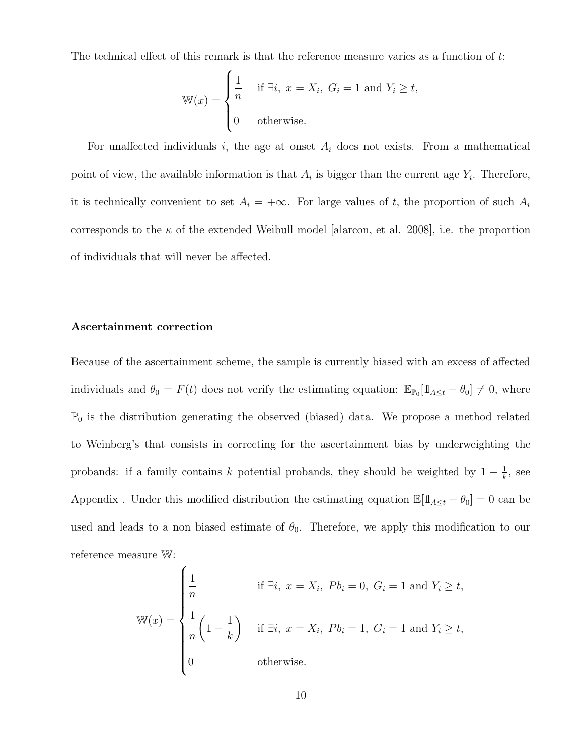The technical effect of this remark is that the reference measure varies as a function of $t$:

$$
\mathbb{W}(x) = \begin{cases} \dfrac{1}{n} & \text{if } \exists i,\ x = X_i,\ G_i = 1 \text{ and } Y_i \geq t, \\ 0 & \text{otherwise.} \end{cases}
$$

For unaffected individuals $i$, the age at onset $A_i$ does not exists. From a mathematical point of view, the available information is that $A_i$ is bigger than the current age $Y_i$. Therefore, it is technically convenient to set $A_i = +\infty$. For large values of $t$, the proportion of such $A_i$ corresponds to the $\kappa$ of the extended Weibull model [alarcon, et al. 2008], i.e. the proportion of individuals that will never be affected.

**Ascertainment correction**

Because of the ascertainment scheme, the sample is currently biased with an excess of affected individuals and $\theta_0 = F(t)$ does not verify the estimating equation: $\mathbb{E}_{\mathbb{P}_0}[\mathbb{1}_{A \leq t} - \theta_0] \neq 0$, where $\mathbb{P}_0$ is the distribution generating the observed (biased) data. We propose a method related to Weinberg's that consists in correcting for the ascertainment bias by underweighting the probands: if a family contains $k$ potential probands, they should be weighted by $1 - \frac{1}{k}$, see Appendix . Under this modified distribution the estimating equation $\mathbb{E}[\mathbb{1}_{A \leq t} - \theta_0] = 0$ can be used and leads to a non biased estimate of $\theta_0$. Therefore, we apply this modification to our reference measure $\mathbb{W}$:

$$
\mathbb{W}(x) = \begin{cases} \dfrac{1}{n} & \text{if } \exists i,\ x = X_i,\ Pb_i = 0,\ G_i = 1 \text{ and } Y_i \geq t, \\ \dfrac{1}{n}\left(1 - \dfrac{1}{k}\right) & \text{if } \exists i,\ x = X_i,\ Pb_i = 1,\ G_i = 1 \text{ and } Y_i \geq t, \\ 0 & \text{otherwise.} \end{cases}
$$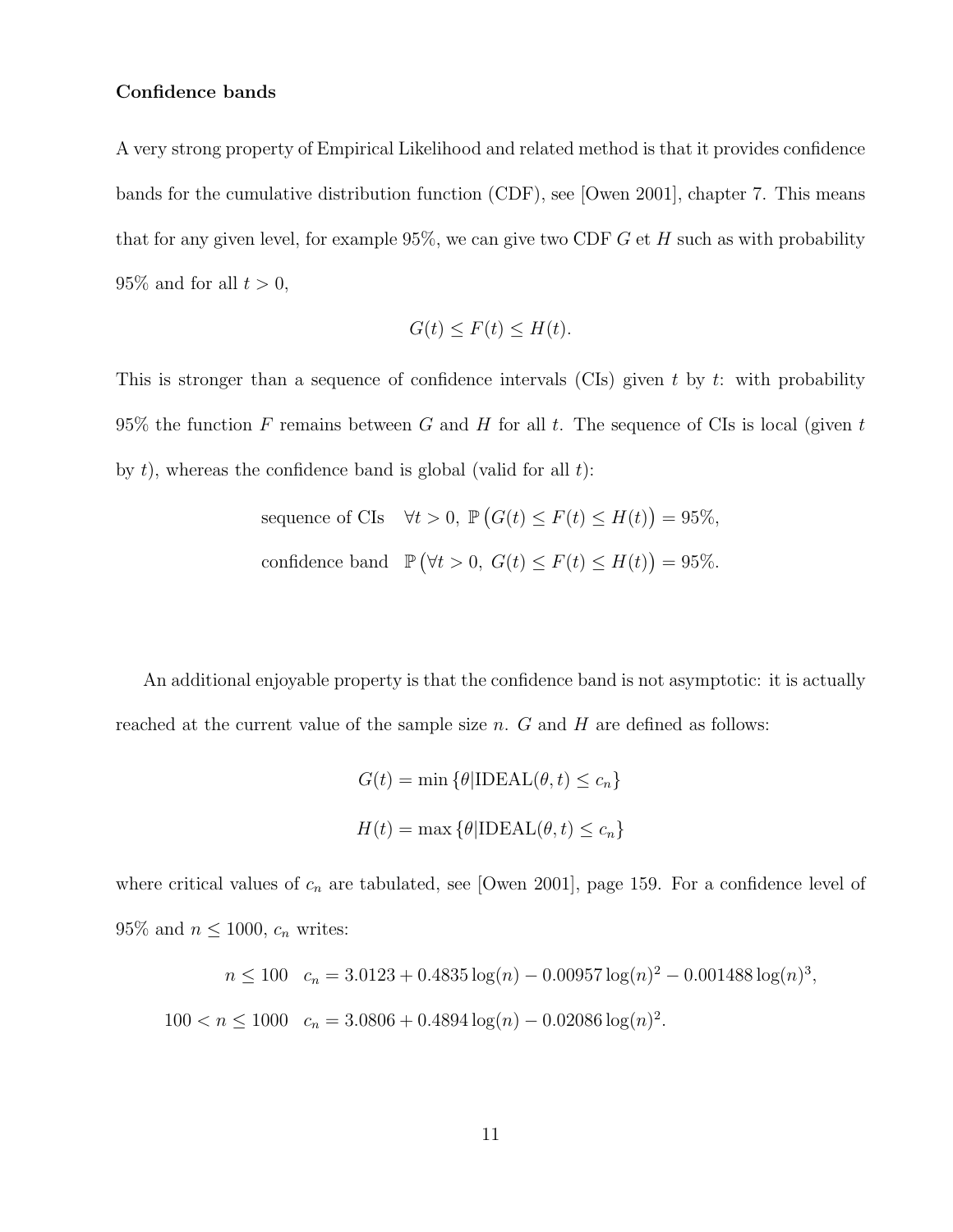**Confidence bands**

A very strong property of Empirical Likelihood and related method is that it provides confidence bands for the cumulative distribution function (CDF), see [Owen 2001], chapter 7. This means that for any given level, for example 95%, we can give two CDF $G$ et $H$ such as with probability 95% and for all $t > 0$,

$$G(t) \leq F(t) \leq H(t).$$

This is stronger than a sequence of confidence intervals (CIs) given $t$ by $t$: with probability 95% the function $F$ remains between $G$ and $H$ for all $t$. The sequence of CIs is local (given $t$ by $t$), whereas the confidence band is global (valid for all $t$):

$$\text{sequence of CIs} \quad \forall t > 0,\ \mathbb{P}\big(G(t) \leq F(t) \leq H(t)\big) = 95\%,$$

$$\text{confidence band} \quad \mathbb{P}\big(\forall t > 0,\ G(t) \leq F(t) \leq H(t)\big) = 95\%.$$

An additional enjoyable property is that the confidence band is not asymptotic: it is actually reached at the current value of the sample size $n$. $G$ and $H$ are defined as follows:

$$G(t) = \min\{\theta | \text{IDEAL}(\theta, t) \leq c_n\}$$

$$H(t) = \max\{\theta | \text{IDEAL}(\theta, t) \leq c_n\}$$

where critical values of $c_n$ are tabulated, see [Owen 2001], page 159. For a confidence level of 95% and $n \leq 1000$, $c_n$ writes:

$$n \leq 100 \quad c_n = 3.0123 + 0.4835 \log(n) - 0.00957 \log(n)^2 - 0.001488 \log(n)^3,$$

$$100 < n \leq 1000 \quad c_n = 3.0806 + 0.4894 \log(n) - 0.02086 \log(n)^2.$$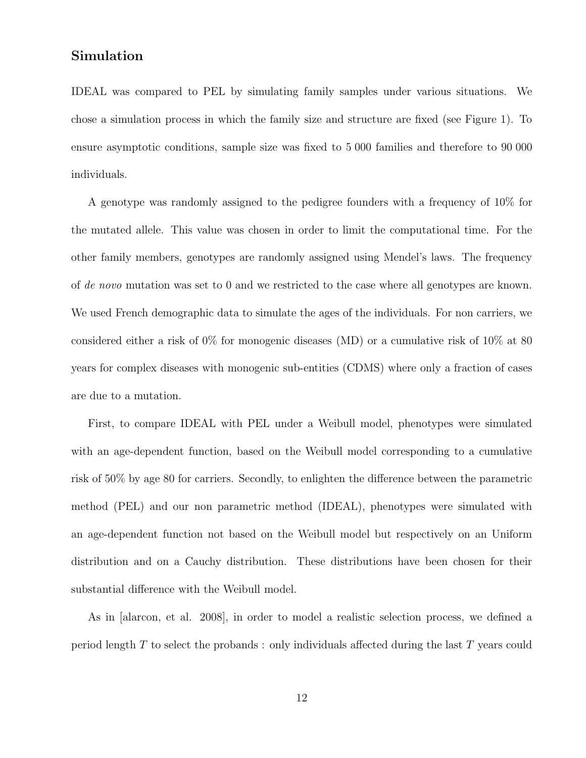## Simulation

IDEAL was compared to PEL by simulating family samples under various situations. We chose a simulation process in which the family size and structure are fixed (see Figure 1). To ensure asymptotic conditions, sample size was fixed to 5 000 families and therefore to 90 000 individuals.

A genotype was randomly assigned to the pedigree founders with a frequency of 10% for the mutated allele. This value was chosen in order to limit the computational time. For the other family members, genotypes are randomly assigned using Mendel's laws. The frequency of *de novo* mutation was set to 0 and we restricted to the case where all genotypes are known. We used French demographic data to simulate the ages of the individuals. For non carriers, we considered either a risk of 0% for monogenic diseases (MD) or a cumulative risk of 10% at 80 years for complex diseases with monogenic sub-entities (CDMS) where only a fraction of cases are due to a mutation.

First, to compare IDEAL with PEL under a Weibull model, phenotypes were simulated with an age-dependent function, based on the Weibull model corresponding to a cumulative risk of 50% by age 80 for carriers. Secondly, to enlighten the difference between the parametric method (PEL) and our non parametric method (IDEAL), phenotypes were simulated with an age-dependent function not based on the Weibull model but respectively on an Uniform distribution and on a Cauchy distribution. These distributions have been chosen for their substantial difference with the Weibull model.

As in [alarcon, et al. 2008], in order to model a realistic selection process, we defined a period length $T$ to select the probands : only individuals affected during the last $T$ years could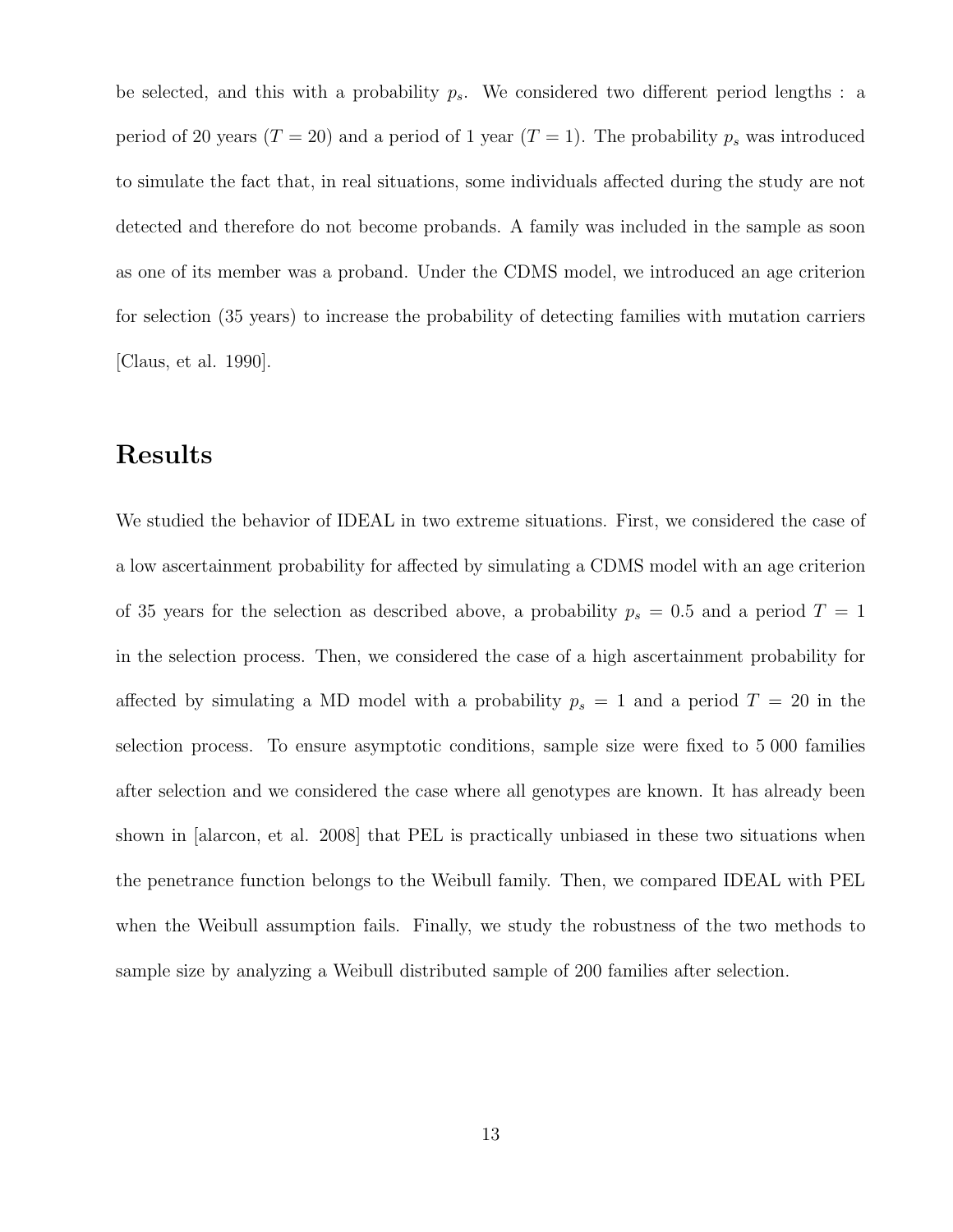be selected, and this with a probability $p_s$. We considered two different period lengths : a period of 20 years ($T = 20$) and a period of 1 year ($T = 1$). The probability $p_s$ was introduced to simulate the fact that, in real situations, some individuals affected during the study are not detected and therefore do not become probands. A family was included in the sample as soon as one of its member was a proband. Under the CDMS model, we introduced an age criterion for selection (35 years) to increase the probability of detecting families with mutation carriers [Claus, et al. 1990].

## Results

We studied the behavior of IDEAL in two extreme situations. First, we considered the case of a low ascertainment probability for affected by simulating a CDMS model with an age criterion of 35 years for the selection as described above, a probability $p_s = 0.5$ and a period $T = 1$ in the selection process. Then, we considered the case of a high ascertainment probability for affected by simulating a MD model with a probability $p_s = 1$ and a period $T = 20$ in the selection process. To ensure asymptotic conditions, sample size were fixed to 5 000 families after selection and we considered the case where all genotypes are known. It has already been shown in [alarcon, et al. 2008] that PEL is practically unbiased in these two situations when the penetrance function belongs to the Weibull family. Then, we compared IDEAL with PEL when the Weibull assumption fails. Finally, we study the robustness of the two methods to sample size by analyzing a Weibull distributed sample of 200 families after selection.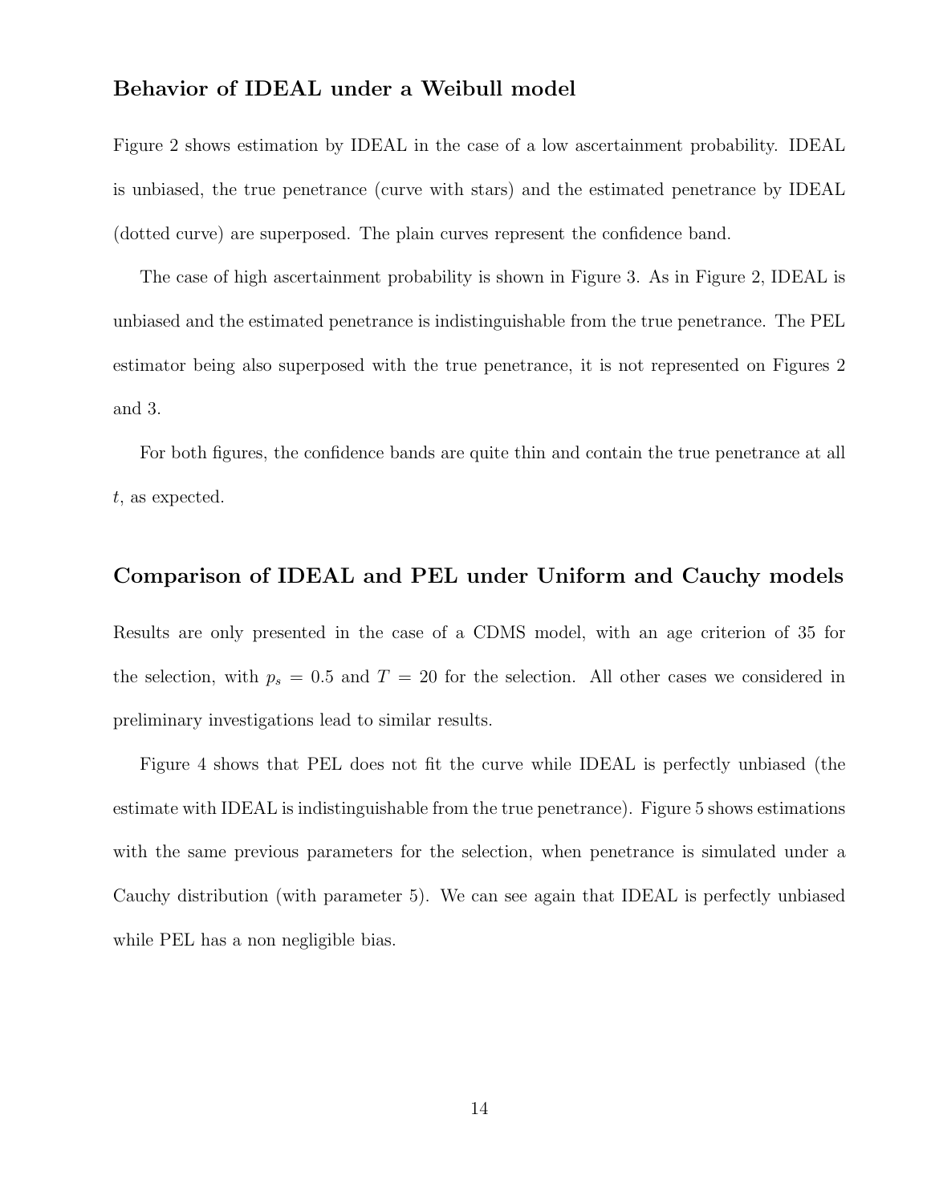## Behavior of IDEAL under a Weibull model

Figure 2 shows estimation by IDEAL in the case of a low ascertainment probability. IDEAL is unbiased, the true penetrance (curve with stars) and the estimated penetrance by IDEAL (dotted curve) are superposed. The plain curves represent the confidence band.

The case of high ascertainment probability is shown in Figure 3. As in Figure 2, IDEAL is unbiased and the estimated penetrance is indistinguishable from the true penetrance. The PEL estimator being also superposed with the true penetrance, it is not represented on Figures 2 and 3.

For both figures, the confidence bands are quite thin and contain the true penetrance at all $t$, as expected.

## Comparison of IDEAL and PEL under Uniform and Cauchy models

Results are only presented in the case of a CDMS model, with an age criterion of 35 for the selection, with $p_s = 0.5$ and $T = 20$ for the selection. All other cases we considered in preliminary investigations lead to similar results.

Figure 4 shows that PEL does not fit the curve while IDEAL is perfectly unbiased (the estimate with IDEAL is indistinguishable from the true penetrance). Figure 5 shows estimations with the same previous parameters for the selection, when penetrance is simulated under a Cauchy distribution (with parameter 5). We can see again that IDEAL is perfectly unbiased while PEL has a non negligible bias.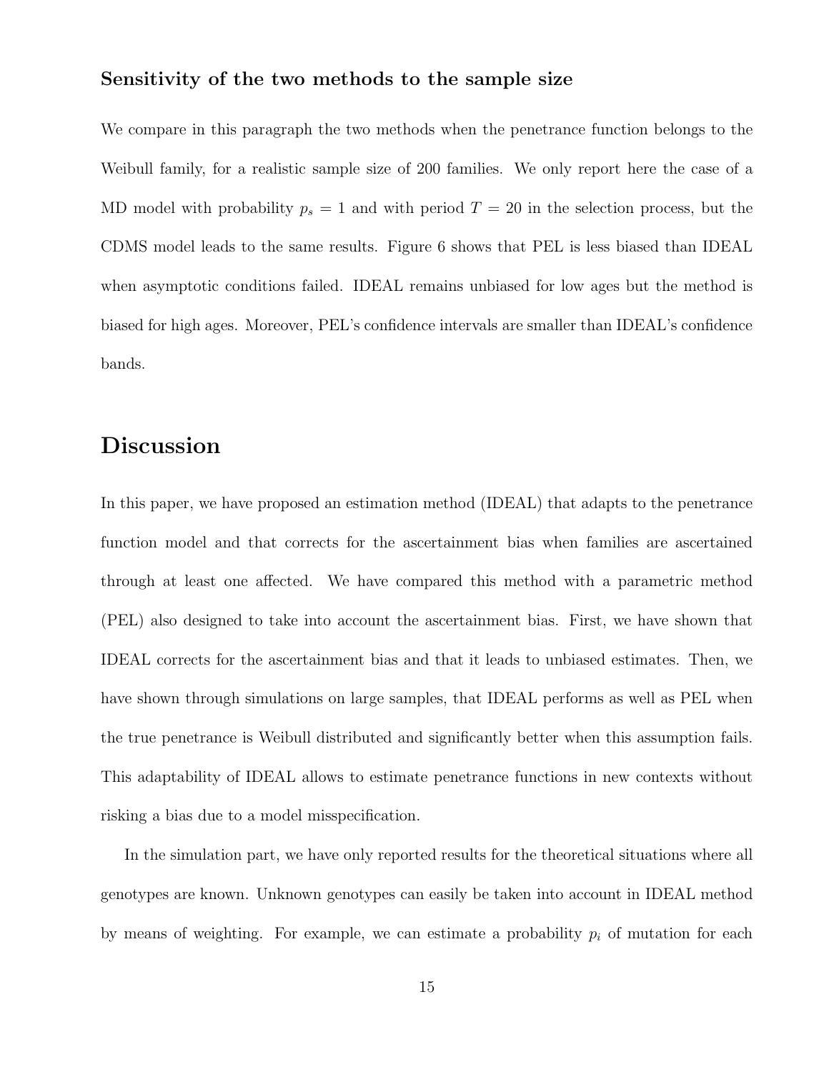### Sensitivity of the two methods to the sample size

We compare in this paragraph the two methods when the penetrance function belongs to the Weibull family, for a realistic sample size of 200 families. We only report here the case of a MD model with probability $p_s = 1$ and with period $T = 20$ in the selection process, but the CDMS model leads to the same results. Figure 6 shows that PEL is less biased than IDEAL when asymptotic conditions failed. IDEAL remains unbiased for low ages but the method is biased for high ages. Moreover, PEL's confidence intervals are smaller than IDEAL's confidence bands.

## Discussion

In this paper, we have proposed an estimation method (IDEAL) that adapts to the penetrance function model and that corrects for the ascertainment bias when families are ascertained through at least one affected. We have compared this method with a parametric method (PEL) also designed to take into account the ascertainment bias. First, we have shown that IDEAL corrects for the ascertainment bias and that it leads to unbiased estimates. Then, we have shown through simulations on large samples, that IDEAL performs as well as PEL when the true penetrance is Weibull distributed and significantly better when this assumption fails. This adaptability of IDEAL allows to estimate penetrance functions in new contexts without risking a bias due to a model misspecification.

In the simulation part, we have only reported results for the theoretical situations where all genotypes are known. Unknown genotypes can easily be taken into account in IDEAL method by means of weighting. For example, we can estimate a probability $p_i$ of mutation for each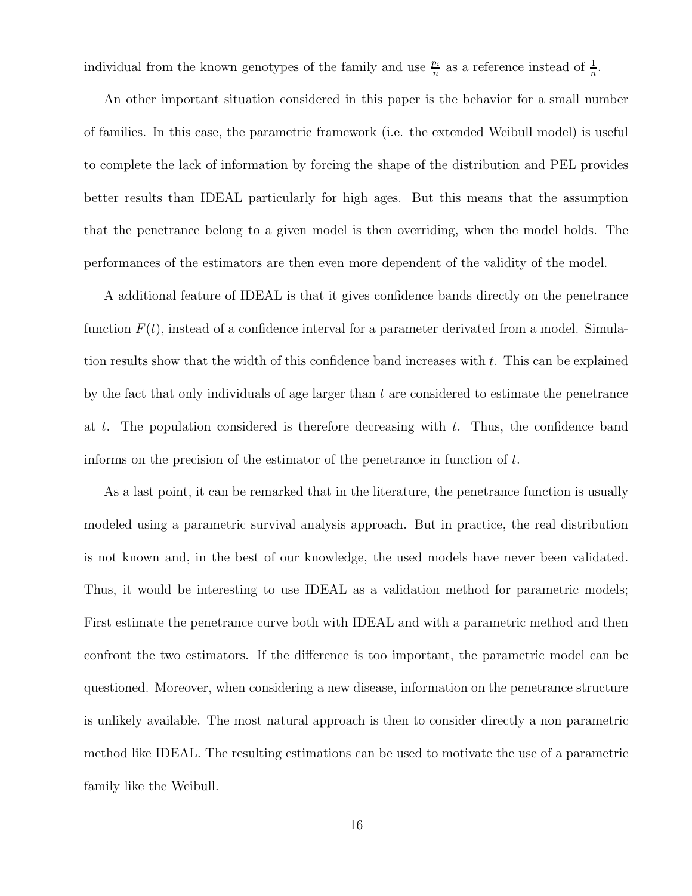individual from the known genotypes of the family and use $\frac{p_i}{n}$ as a reference instead of $\frac{1}{n}$.

An other important situation considered in this paper is the behavior for a small number of families. In this case, the parametric framework (i.e. the extended Weibull model) is useful to complete the lack of information by forcing the shape of the distribution and PEL provides better results than IDEAL particularly for high ages. But this means that the assumption that the penetrance belong to a given model is then overriding, when the model holds. The performances of the estimators are then even more dependent of the validity of the model.

A additional feature of IDEAL is that it gives confidence bands directly on the penetrance function $F(t)$, instead of a confidence interval for a parameter derivated from a model. Simulation results show that the width of this confidence band increases with $t$. This can be explained by the fact that only individuals of age larger than $t$ are considered to estimate the penetrance at $t$. The population considered is therefore decreasing with $t$. Thus, the confidence band informs on the precision of the estimator of the penetrance in function of $t$.

As a last point, it can be remarked that in the literature, the penetrance function is usually modeled using a parametric survival analysis approach. But in practice, the real distribution is not known and, in the best of our knowledge, the used models have never been validated. Thus, it would be interesting to use IDEAL as a validation method for parametric models; First estimate the penetrance curve both with IDEAL and with a parametric method and then confront the two estimators. If the difference is too important, the parametric model can be questioned. Moreover, when considering a new disease, information on the penetrance structure is unlikely available. The most natural approach is then to consider directly a non parametric method like IDEAL. The resulting estimations can be used to motivate the use of a parametric family like the Weibull.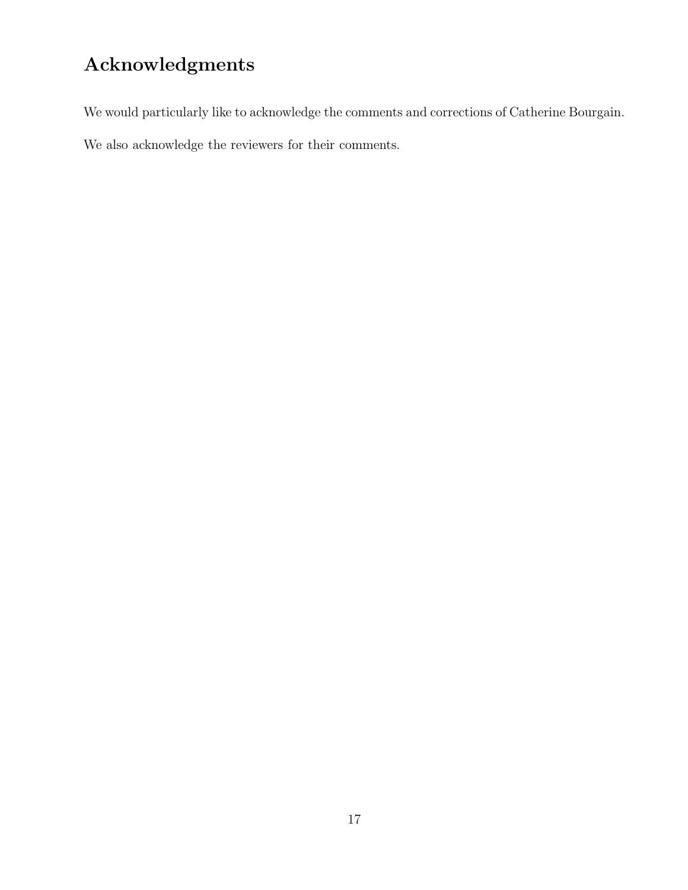# Acknowledgments

We would particularly like to acknowledge the comments and corrections of Catherine Bourgain.

We also acknowledge the reviewers for their comments.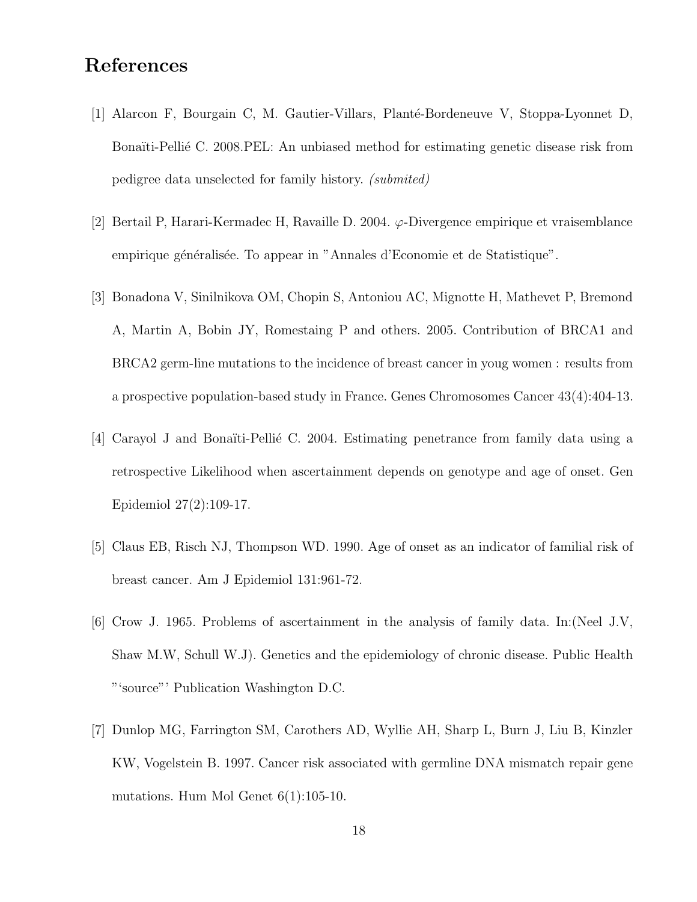# References

[1] Alarcon F, Bourgain C, M. Gautier-Villars, Planté-Bordeneuve V, Stoppa-Lyonnet D, Bonaïti-Pellié C. 2008.PEL: An unbiased method for estimating genetic disease risk from pedigree data unselected for family history. *(submited)*

[2] Bertail P, Harari-Kermadec H, Ravaille D. 2004. $\varphi$-Divergence empirique et vraisemblance empirique généralisée. To appear in "Annales d'Economie et de Statistique".

[3] Bonadona V, Sinilnikova OM, Chopin S, Antoniou AC, Mignotte H, Mathevet P, Bremond A, Martin A, Bobin JY, Romestaing P and others. 2005. Contribution of BRCA1 and BRCA2 germ-line mutations to the incidence of breast cancer in youg women : results from a prospective population-based study in France. Genes Chromosomes Cancer 43(4):404-13.

[4] Carayol J and Bonaïti-Pellié C. 2004. Estimating penetrance from family data using a retrospective Likelihood when ascertainment depends on genotype and age of onset. Gen Epidemiol 27(2):109-17.

[5] Claus EB, Risch NJ, Thompson WD. 1990. Age of onset as an indicator of familial risk of breast cancer. Am J Epidemiol 131:961-72.

[6] Crow J. 1965. Problems of ascertainment in the analysis of family data. In:(Neel J.V, Shaw M.W, Schull W.J). Genetics and the epidemiology of chronic disease. Public Health "'source"' Publication Washington D.C.

[7] Dunlop MG, Farrington SM, Carothers AD, Wyllie AH, Sharp L, Burn J, Liu B, Kinzler KW, Vogelstein B. 1997. Cancer risk associated with germline DNA mismatch repair gene mutations. Hum Mol Genet 6(1):105-10.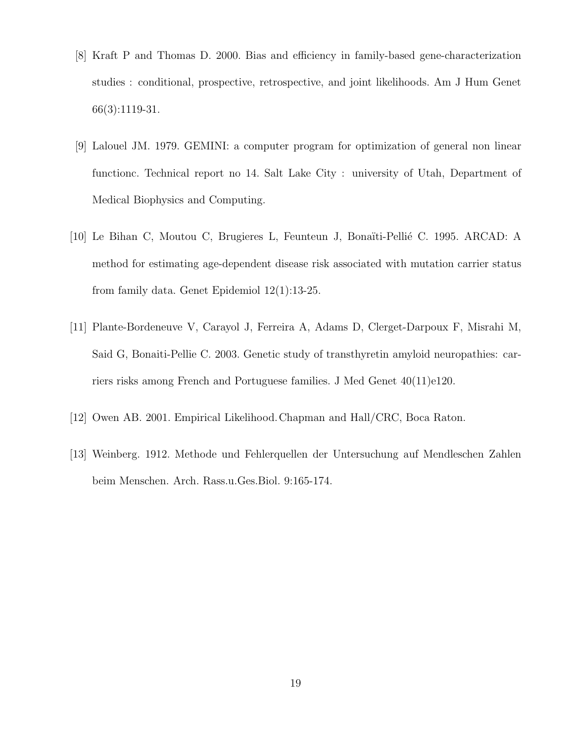[8] Kraft P and Thomas D. 2000. Bias and efficiency in family-based gene-characterization studies : conditional, prospective, retrospective, and joint likelihoods. Am J Hum Genet 66(3):1119-31.

[9] Lalouel JM. 1979. GEMINI: a computer program for optimization of general non linear functionc. Technical report no 14. Salt Lake City : university of Utah, Department of Medical Biophysics and Computing.

[10] Le Bihan C, Moutou C, Brugieres L, Feunteun J, Bonaïti-Pellié C. 1995. ARCAD: A method for estimating age-dependent disease risk associated with mutation carrier status from family data. Genet Epidemiol 12(1):13-25.

[11] Plante-Bordeneuve V, Carayol J, Ferreira A, Adams D, Clerget-Darpoux F, Misrahi M, Said G, Bonaiti-Pellie C. 2003. Genetic study of transthyretin amyloid neuropathies: carriers risks among French and Portuguese families. J Med Genet 40(11)e120.

[12] Owen AB. 2001. Empirical Likelihood. Chapman and Hall/CRC, Boca Raton.

[13] Weinberg. 1912. Methode und Fehlerquellen der Untersuchung auf Mendleschen Zahlen beim Menschen. Arch. Rass.u.Ges.Biol. 9:165-174.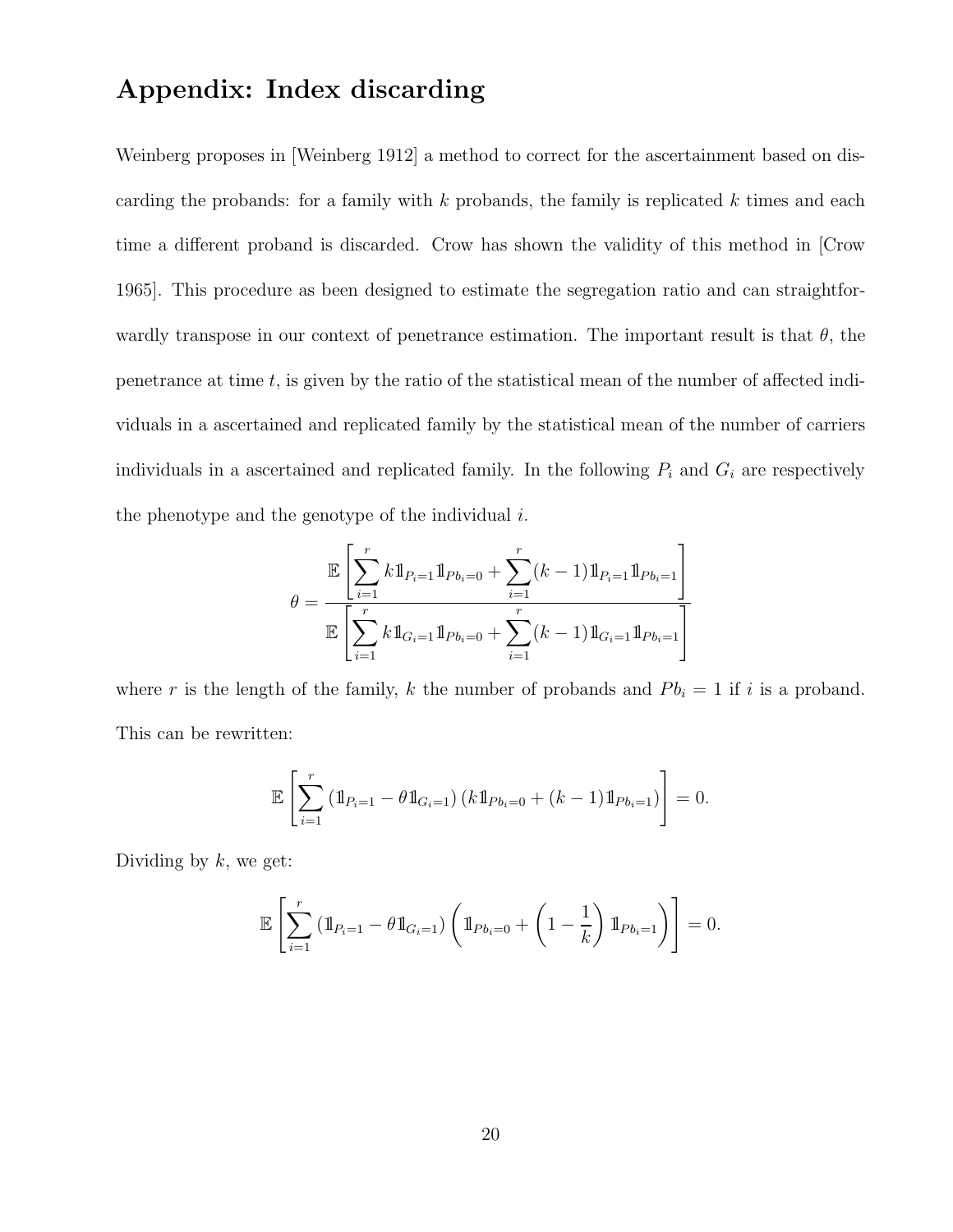# Appendix: Index discarding

Weinberg proposes in [Weinberg 1912] a method to correct for the ascertainment based on discarding the probands: for a family with $k$ probands, the family is replicated $k$ times and each time a different proband is discarded. Crow has shown the validity of this method in [Crow 1965]. This procedure as been designed to estimate the segregation ratio and can straightforwardly transpose in our context of penetrance estimation. The important result is that $\theta$, the penetrance at time $t$, is given by the ratio of the statistical mean of the number of affected individuals in a ascertained and replicated family by the statistical mean of the number of carriers individuals in a ascertained and replicated family. In the following $P_i$ and $G_i$ are respectively the phenotype and the genotype of the individual $i$.

$$\theta = \frac{\mathbb{E}\left[\sum_{i=1}^{r} k \mathbb{1}_{P_i=1}\mathbb{1}_{Pb_i=0} + \sum_{i=1}^{r}(k-1)\mathbb{1}_{P_i=1}\mathbb{1}_{Pb_i=1}\right]}{\mathbb{E}\left[\sum_{i=1}^{r} k \mathbb{1}_{G_i=1}\mathbb{1}_{Pb_i=0} + \sum_{i=1}^{r}(k-1)\mathbb{1}_{G_i=1}\mathbb{1}_{Pb_i=1}\right]}$$

where $r$ is the length of the family, $k$ the number of probands and $Pb_i = 1$ if $i$ is a proband. This can be rewritten:

$$\mathbb{E}\left[\sum_{i=1}^{r} \left(\mathbb{1}_{P_i=1} - \theta\mathbb{1}_{G_i=1}\right)\left(k\mathbb{1}_{Pb_i=0} + (k-1)\mathbb{1}_{Pb_i=1}\right)\right] = 0.$$

Dividing by $k$, we get:

$$\mathbb{E}\left[\sum_{i=1}^{r} \left(\mathbb{1}_{P_i=1} - \theta\mathbb{1}_{G_i=1}\right)\left(\mathbb{1}_{Pb_i=0} + \left(1 - \frac{1}{k}\right)\mathbb{1}_{Pb_i=1}\right)\right] = 0.$$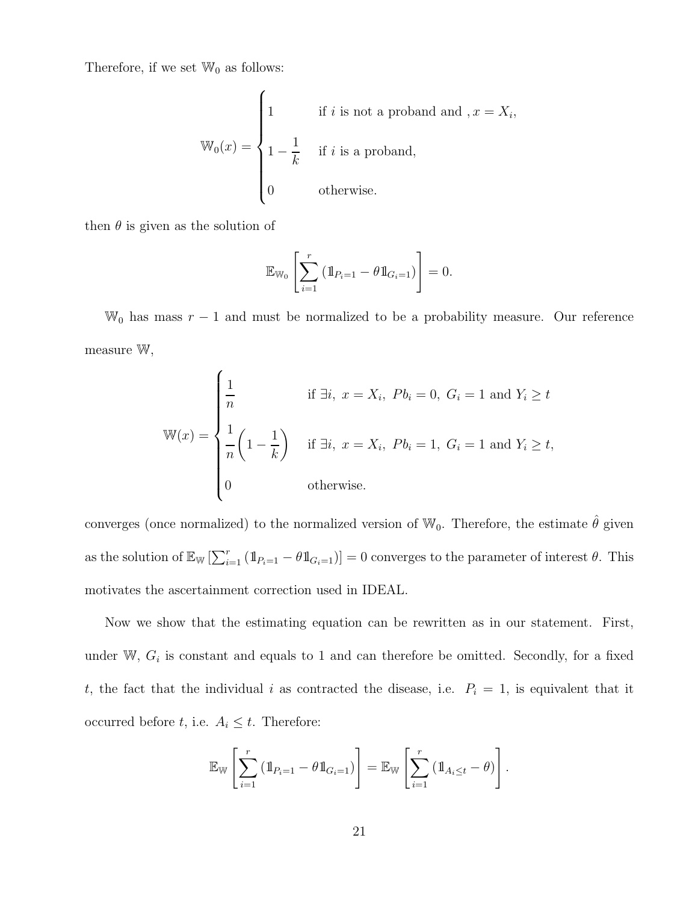Therefore, if we set $\mathbb{W}_0$ as follows:

$$
\mathbb{W}_0(x) = \begin{cases} 1 & \text{if } i \text{ is not a proband and } , x = X_i, \\ 1 - \dfrac{1}{k} & \text{if } i \text{ is a proband}, \\ 0 & \text{otherwise.} \end{cases}
$$

then $\theta$ is given as the solution of

$$
\mathbb{E}_{\mathbb{W}_0}\left[\sum_{i=1}^{r} \left(\mathbb{1}_{P_i=1} - \theta \mathbb{1}_{G_i=1}\right)\right] = 0.
$$

$\mathbb{W}_0$ has mass $r-1$ and must be normalized to be a probability measure. Our reference measure $\mathbb{W}$,

$$
\mathbb{W}(x) = \begin{cases} \dfrac{1}{n} & \text{if } \exists i,\ x = X_i,\ Pb_i = 0,\ G_i = 1 \text{ and } Y_i \geq t \\ \dfrac{1}{n}\left(1 - \dfrac{1}{k}\right) & \text{if } \exists i,\ x = X_i,\ Pb_i = 1,\ G_i = 1 \text{ and } Y_i \geq t, \\ 0 & \text{otherwise.} \end{cases}
$$

converges (once normalized) to the normalized version of $\mathbb{W}_0$. Therefore, the estimate $\hat{\theta}$ given as the solution of $\mathbb{E}_{\mathbb{W}}\left[\sum_{i=1}^{r} \left(\mathbb{1}_{P_i=1} - \theta \mathbb{1}_{G_i=1}\right)\right] = 0$ converges to the parameter of interest $\theta$. This motivates the ascertainment correction used in IDEAL.

Now we show that the estimating equation can be rewritten as in our statement. First, under $\mathbb{W}$, $G_i$ is constant and equals to 1 and can therefore be omitted. Secondly, for a fixed $t$, the fact that the individual $i$ as contracted the disease, i.e. $P_i = 1$, is equivalent that it occurred before $t$, i.e. $A_i \leq t$. Therefore:

$$
\mathbb{E}_{\mathbb{W}}\left[\sum_{i=1}^{r} \left(\mathbb{1}_{P_i=1} - \theta \mathbb{1}_{G_i=1}\right)\right] = \mathbb{E}_{\mathbb{W}}\left[\sum_{i=1}^{r} \left(\mathbb{1}_{A_i \leq t} - \theta\right)\right].
$$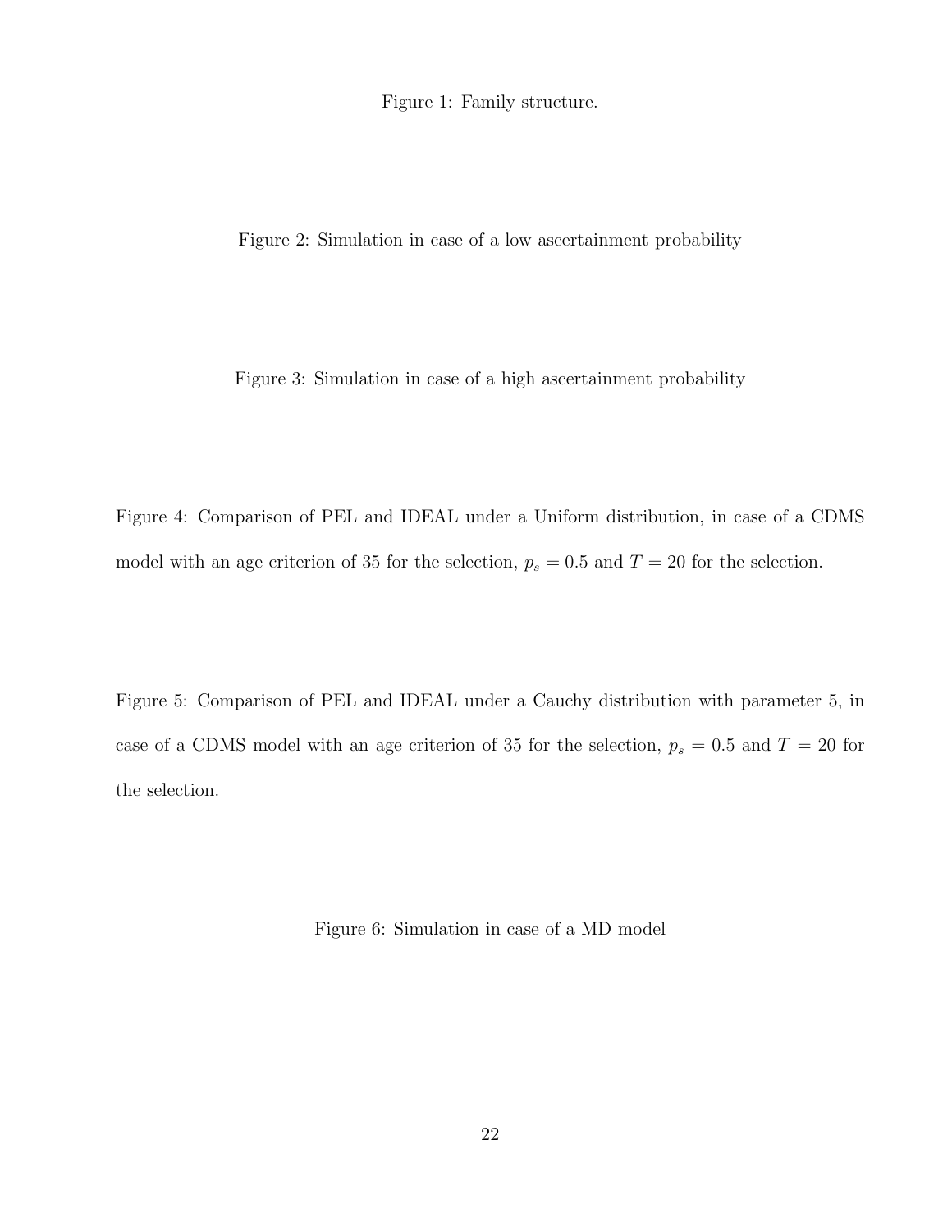Figure 1: Family structure.

Figure 2: Simulation in case of a low ascertainment probability

Figure 3: Simulation in case of a high ascertainment probability

Figure 4: Comparison of PEL and IDEAL under a Uniform distribution, in case of a CDMS model with an age criterion of 35 for the selection, $p_s = 0.5$ and $T = 20$ for the selection.

Figure 5: Comparison of PEL and IDEAL under a Cauchy distribution with parameter 5, in case of a CDMS model with an age criterion of 35 for the selection, $p_s = 0.5$ and $T = 20$ for the selection.

Figure 6: Simulation in case of a MD model